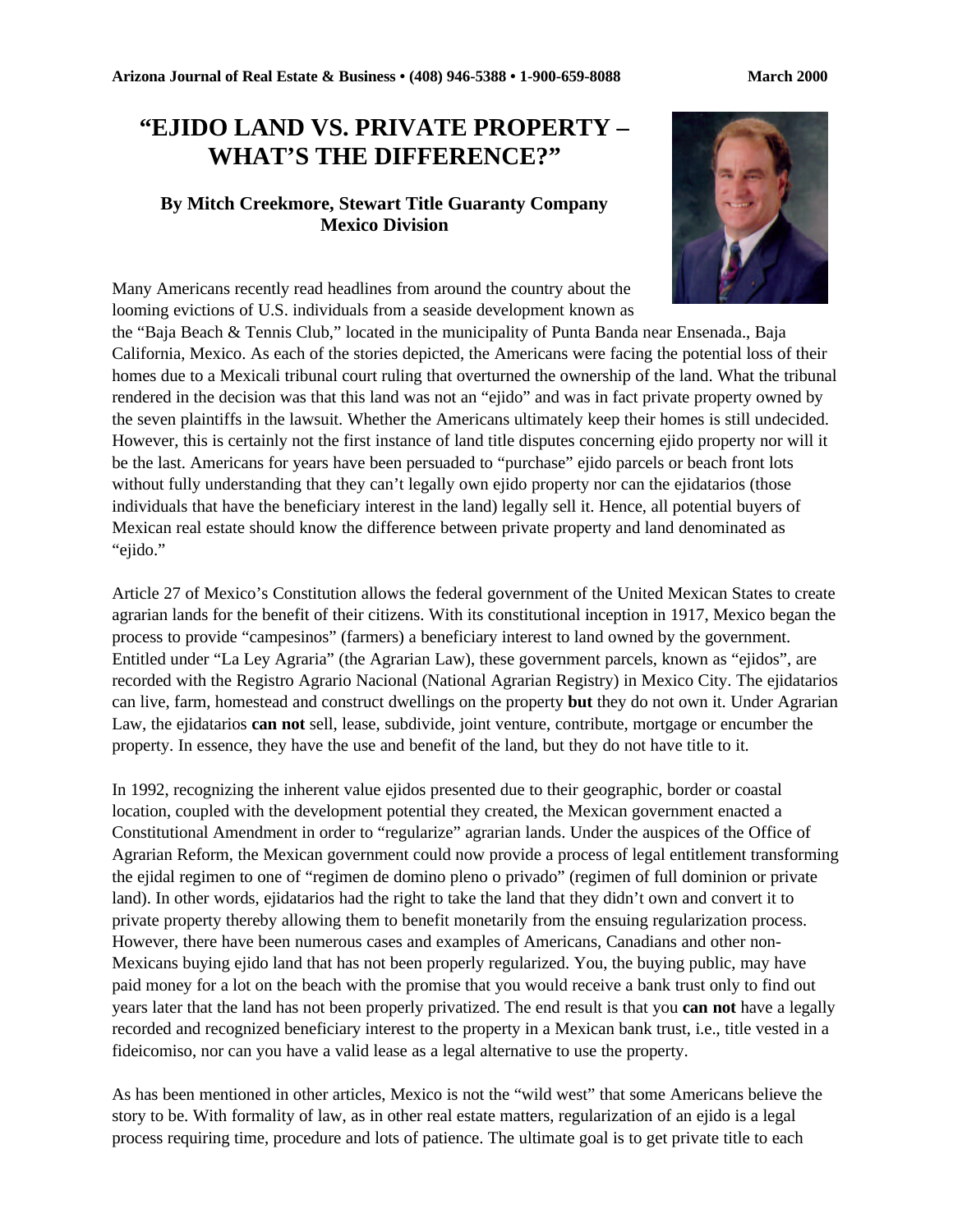# "EJIDO LAND VS. PRIVATE PROPERTY – WHAT'S THE DIFFERENCE?"

**By Mitch Creekmore, Stewart Title Guaranty Company Mexico Division**

Many Americans recently read headlines from around the country about the looming evictions of U.S. individuals from a seaside development known as the "Baja Beach & Tennis Club," located in the municipality of Punta Banda near Ensenada., Baja California, Mexico. As each of the stories depicted, the Americans were facing the potential loss of their homes due to a Mexicali tribunal court ruling that overturned the ownership of the land. What the tribunal rendered in the decision was that this land was not an "ejido" and was in fact private property owned by the seven plaintiffs in the lawsuit. Whether the Americans ultimately keep their homes is still undecided. However, this is certainly not the first instance of land title disputes concerning ejido property nor will it be the last. Americans for years have been persuaded to "purchase" ejido parcels or beach front lots without fully understanding that they can't legally own ejido property nor can the ejidatarios (those individuals that have the beneficiary interest in the land) legally sell it. Hence, all potential buyers of Mexican real estate should know the difference between private property and land denominated as "ejido."

Article 27 of Mexico's Constitution allows the federal government of the United Mexican States to create agrarian lands for the benefit of their citizens. With its constitutional inception in 1917, Mexico began the process to provide "campesinos" (farmers) a beneficiary interest to land owned by the government. Entitled under "La Ley Agraria" (the Agrarian Law), these government parcels, known as "ejidos", are recorded with the Registro Agrario Nacional (National Agrarian Registry) in Mexico City. The ejidatarios can live, farm, homestead and construct dwellings on the property **but** they do not own it. Under Agrarian Law, the ejidatarios **can not** sell, lease, subdivide, joint venture, contribute, mortgage or encumber the property. In essence, they have the use and benefit of the land, but they do not have title to it.

In 1992, recognizing the inherent value ejidos presented due to their geographic, border or coastal location, coupled with the development potential they created, the Mexican government enacted a Constitutional Amendment in order to "regularize" agrarian lands. Under the auspices of the Office of Agrarian Reform, the Mexican government could now provide a process of legal entitlement transforming the ejidal regimen to one of "regimen de domino pleno o privado" (regimen of full dominion or private land). In other words, ejidatarios had the right to take the land that they didn't own and convert it to private property thereby allowing them to benefit monetarily from the ensuing regularization process. However, there have been numerous cases and examples of Americans, Canadians and other non-Mexicans buying ejido land that has not been properly regularized. You, the buying public, may have paid money for a lot on the beach with the promise that you would receive a bank trust only to find out years later that the land has not been properly privatized. The end result is that you **can not** have a legally recorded and recognized beneficiary interest to the property in a Mexican bank trust, i.e., title vested in a fideicomiso, nor can you have a valid lease as a legal alternative to use the property.

As has been mentioned in other articles, Mexico is not the "wild west" that some Americans believe the story to be. With formality of law, as in other real estate matters, regularization of an ejido is a legal process requiring time, procedure and lots of patience. The ultimate goal is to get private title to each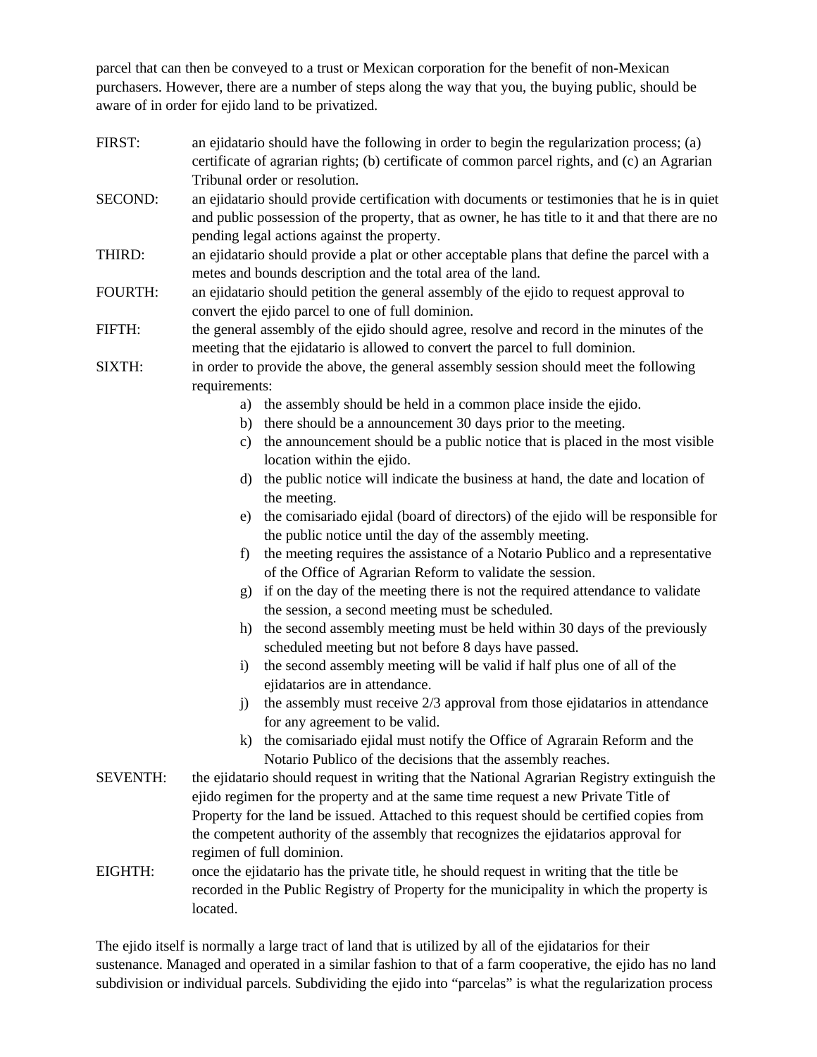parcel that can then be conveyed to a trust or Mexican corporation for the benefit of non-Mexican purchasers. However, there are a number of steps along the way that you, the buying public, should be aware of in order for ejido land to be privatized.

FIRST: an ejidatario should have the following in order to begin the regularization process; (a) certificate of agrarian rights; (b) certificate of common parcel rights, and (c) an Agrarian Tribunal order or resolution.

SECOND: an ejidatario should provide certification with documents or testimonies that he is in quiet and public possession of the property, that as owner, he has title to it and that there are no pending legal actions against the property.

THIRD: an ejidatario should provide a plat or other acceptable plans that define the parcel with a metes and bounds description and the total area of the land.

FOURTH: an ejidatario should petition the general assembly of the ejido to request approval to convert the ejido parcel to one of full dominion.

FIFTH: the general assembly of the ejido should agree, resolve and record in the minutes of the meeting that the ejidatario is allowed to convert the parcel to full dominion.

SIXTH: in order to provide the above, the general assembly session should meet the following requirements:

a) the assembly should be held in a common place inside the ejido.
b) there should be a announcement 30 days prior to the meeting.
c) the announcement should be a public notice that is placed in the most visible location within the ejido.
d) the public notice will indicate the business at hand, the date and location of the meeting.
e) the comisariado ejidal (board of directors) of the ejido will be responsible for the public notice until the day of the assembly meeting.
f) the meeting requires the assistance of a Notario Publico and a representative of the Office of Agrarian Reform to validate the session.
g) if on the day of the meeting there is not the required attendance to validate the session, a second meeting must be scheduled.
h) the second assembly meeting must be held within 30 days of the previously scheduled meeting but not before 8 days have passed.
i) the second assembly meeting will be valid if half plus one of all of the ejidatarios are in attendance.
j) the assembly must receive 2/3 approval from those ejidatarios in attendance for any agreement to be valid.
k) the comisariado ejidal must notify the Office of Agrarain Reform and the Notario Publico of the decisions that the assembly reaches.

SEVENTH: the ejidatario should request in writing that the National Agrarian Registry extinguish the ejido regimen for the property and at the same time request a new Private Title of Property for the land be issued. Attached to this request should be certified copies from the competent authority of the assembly that recognizes the ejidatarios approval for regimen of full dominion.

EIGHTH: once the ejidatario has the private title, he should request in writing that the title be recorded in the Public Registry of Property for the municipality in which the property is located.

The ejido itself is normally a large tract of land that is utilized by all of the ejidatarios for their sustenance. Managed and operated in a similar fashion to that of a farm cooperative, the ejido has no land subdivision or individual parcels. Subdividing the ejido into "parcelas" is what the regularization process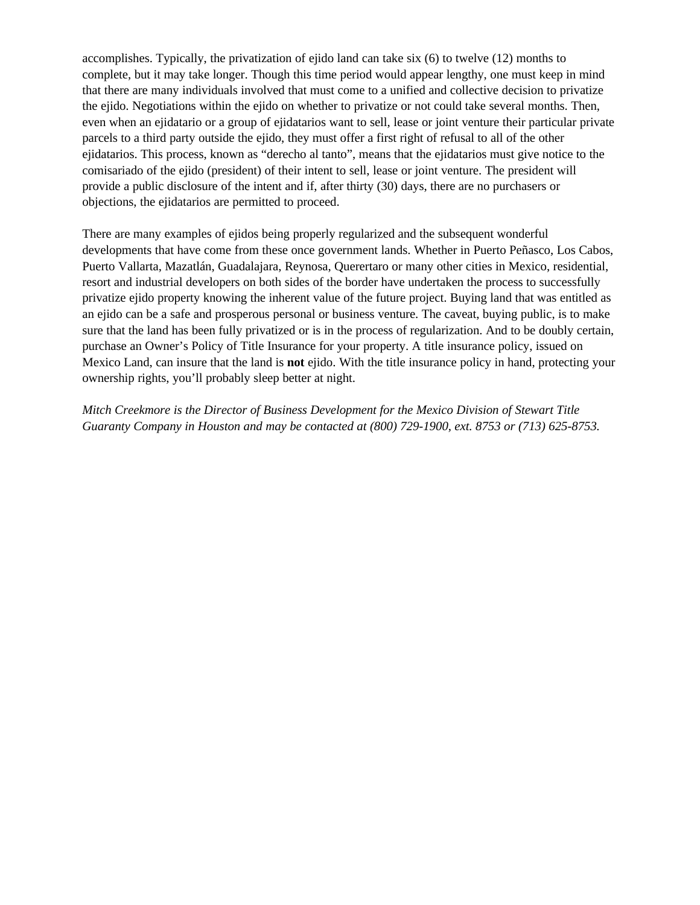accomplishes. Typically, the privatization of ejido land can take six (6) to twelve (12) months to complete, but it may take longer. Though this time period would appear lengthy, one must keep in mind that there are many individuals involved that must come to a unified and collective decision to privatize the ejido. Negotiations within the ejido on whether to privatize or not could take several months. Then, even when an ejidatario or a group of ejidatarios want to sell, lease or joint venture their particular private parcels to a third party outside the ejido, they must offer a first right of refusal to all of the other ejidatarios. This process, known as "derecho al tanto", means that the ejidatarios must give notice to the comisariado of the ejido (president) of their intent to sell, lease or joint venture. The president will provide a public disclosure of the intent and if, after thirty (30) days, there are no purchasers or objections, the ejidatarios are permitted to proceed.

There are many examples of ejidos being properly regularized and the subsequent wonderful developments that have come from these once government lands. Whether in Puerto Peñasco, Los Cabos, Puerto Vallarta, Mazatlán, Guadalajara, Reynosa, Querertaro or many other cities in Mexico, residential, resort and industrial developers on both sides of the border have undertaken the process to successfully privatize ejido property knowing the inherent value of the future project. Buying land that was entitled as an ejido can be a safe and prosperous personal or business venture. The caveat, buying public, is to make sure that the land has been fully privatized or is in the process of regularization. And to be doubly certain, purchase an Owner's Policy of Title Insurance for your property. A title insurance policy, issued on Mexico Land, can insure that the land is **not** ejido. With the title insurance policy in hand, protecting your ownership rights, you'll probably sleep better at night.

*Mitch Creekmore is the Director of Business Development for the Mexico Division of Stewart Title Guaranty Company in Houston and may be contacted at (800) 729-1900, ext. 8753 or (713) 625-8753.*